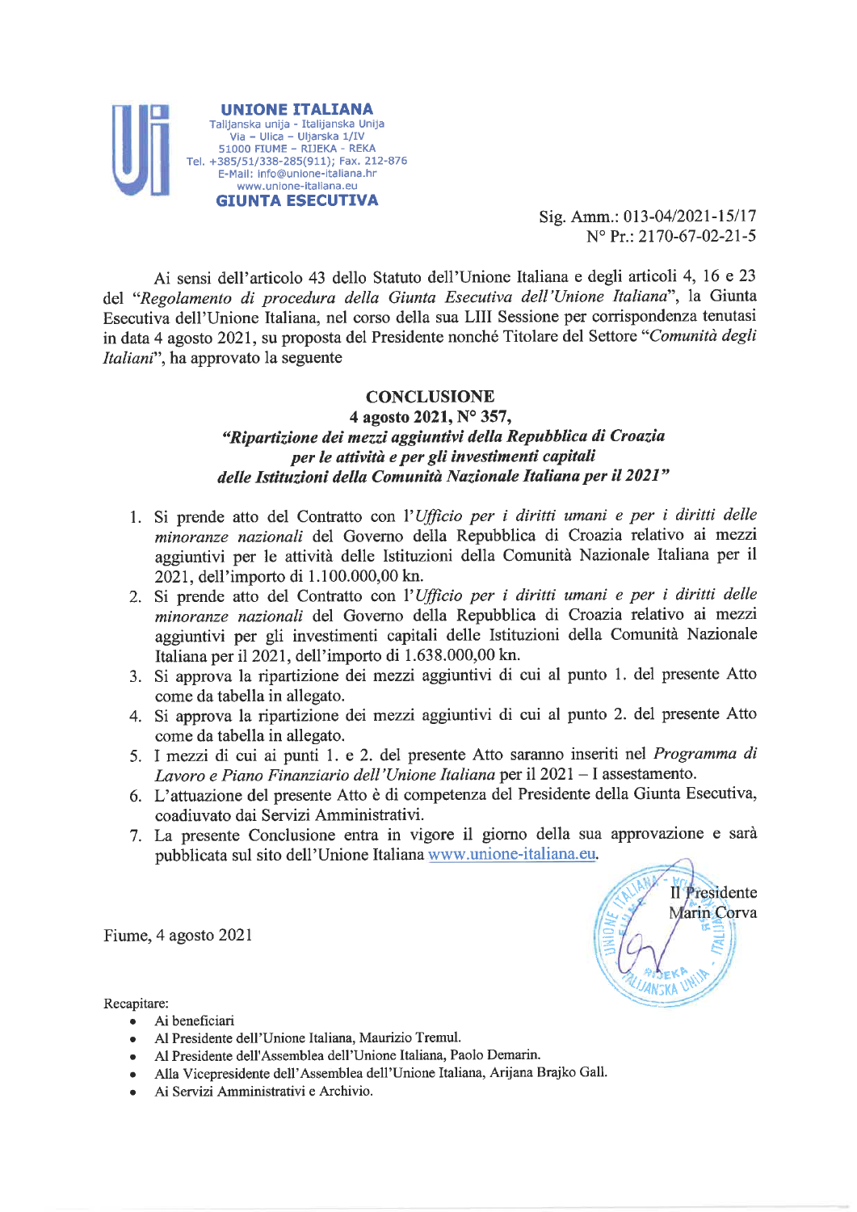**UNIONE ITALIANA**
Talijanska unija - Italijanska Unija
Via – Ulica – Uljarska 1/IV
51000 FIUME – RIJEKA – REKA
Tel. +385/51/338-285(911); Fax. 212-876
E-Mail: info@unione-italiana.hr
www.unione-italiana.eu
**GIUNTA ESECUTIVA**

Sig. Amm.: 013-04/2021-15/17
N° Pr.: 2170-67-02-21-5

Ai sensi dell'articolo 43 dello Statuto dell'Unione Italiana e degli articoli 4, 16 e 23 del "*Regolamento di procedura della Giunta Esecutiva dell'Unione Italiana*", la Giunta Esecutiva dell'Unione Italiana, nel corso della sua LIII Sessione per corrispondenza tenutasi in data 4 agosto 2021, su proposta del Presidente nonché Titolare del Settore "*Comunità degli Italiani*", ha approvato la seguente

## CONCLUSIONE
### 4 agosto 2021, N° 357,
### *"Ripartizione dei mezzi aggiuntivi della Repubblica di Croazia per le attività e per gli investimenti capitali delle Istituzioni della Comunità Nazionale Italiana per il 2021"*

1. Si prende atto del Contratto con l'*Ufficio per i diritti umani e per i diritti delle minoranze nazionali* del Governo della Repubblica di Croazia relativo ai mezzi aggiuntivi per le attività delle Istituzioni della Comunità Nazionale Italiana per il 2021, dell'importo di 1.100.000,00 kn.
2. Si prende atto del Contratto con l'*Ufficio per i diritti umani e per i diritti delle minoranze nazionali* del Governo della Repubblica di Croazia relativo ai mezzi aggiuntivi per gli investimenti capitali delle Istituzioni della Comunità Nazionale Italiana per il 2021, dell'importo di 1.638.000,00 kn.
3. Si approva la ripartizione dei mezzi aggiuntivi di cui al punto 1. del presente Atto come da tabella in allegato.
4. Si approva la ripartizione dei mezzi aggiuntivi di cui al punto 2. del presente Atto come da tabella in allegato.
5. I mezzi di cui ai punti 1. e 2. del presente Atto saranno inseriti nel *Programma di Lavoro e Piano Finanziario dell'Unione Italiana* per il 2021 – I assestamento.
6. L'attuazione del presente Atto è di competenza del Presidente della Giunta Esecutiva, coadiuvato dai Servizi Amministrativi.
7. La presente Conclusione entra in vigore il giorno della sua approvazione e sarà pubblicata sul sito dell'Unione Italiana www.unione-italiana.eu.

Il Presidente
Marin Corva

Fiume, 4 agosto 2021

Recapitare:

- Ai beneficiari
- Al Presidente dell'Unione Italiana, Maurizio Tremul.
- Al Presidente dell'Assemblea dell'Unione Italiana, Paolo Demarin.
- Alla Vicepresidente dell'Assemblea dell'Unione Italiana, Arijana Brajko Gall.
- Ai Servizi Amministrativi e Archivio.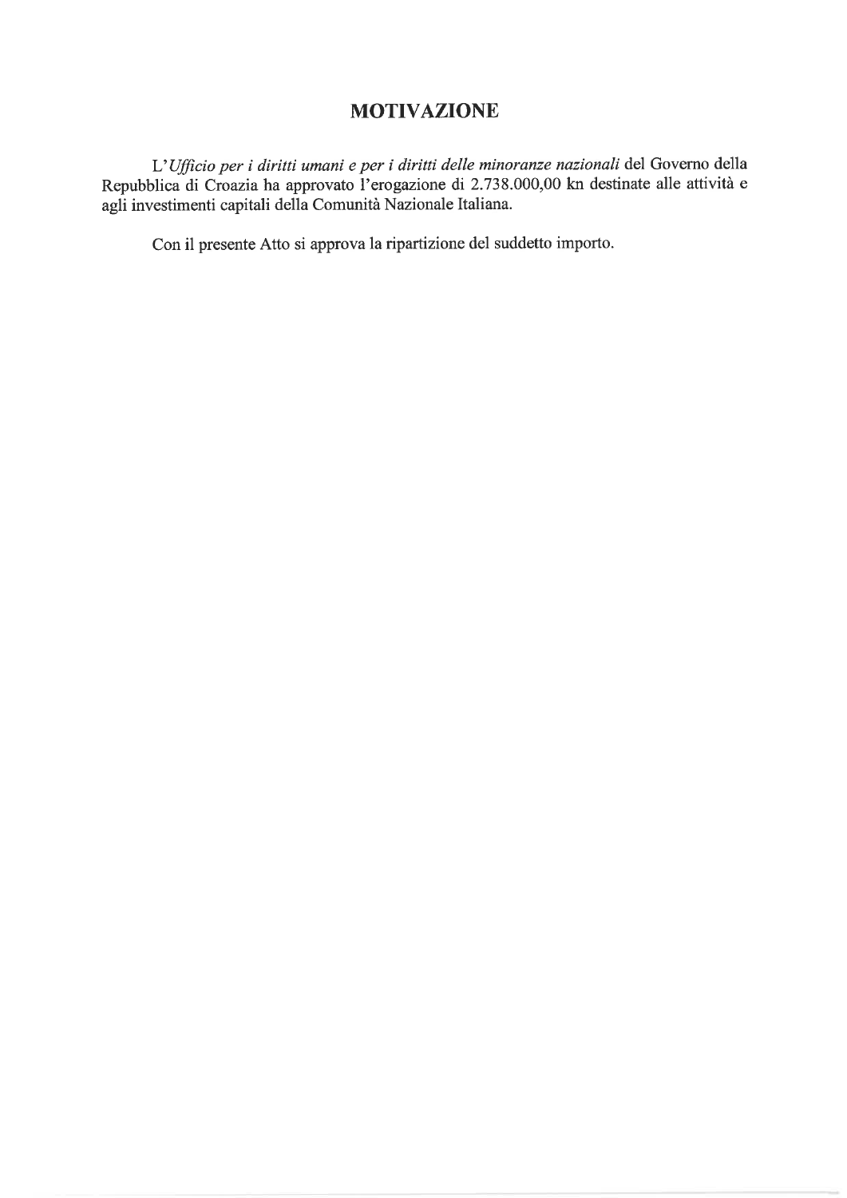# MOTIVAZIONE

L'*Ufficio per i diritti umani e per i diritti delle minoranze nazionali* del Governo della Repubblica di Croazia ha approvato l'erogazione di 2.738.000,00 kn destinate alle attività e agli investimenti capitali della Comunità Nazionale Italiana.

Con il presente Atto si approva la ripartizione del suddetto importo.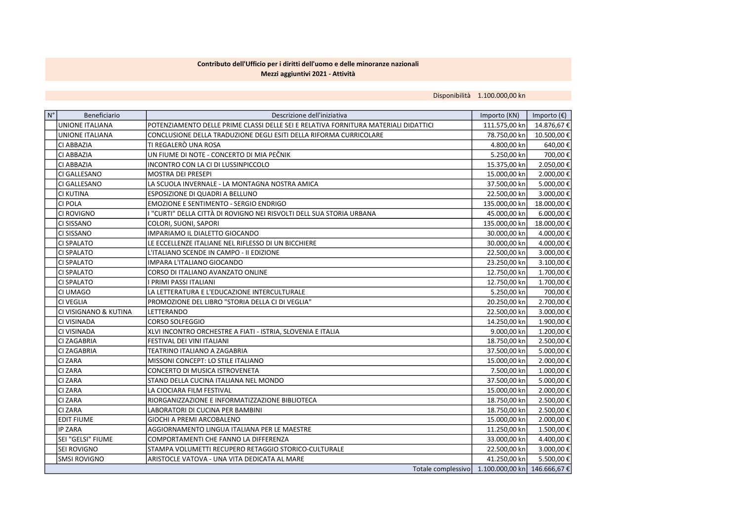**Contributo dell'Ufficio per i diritti dell'uomo e delle minoranze nazionali**
**Mezzi aggiuntivi 2021 - Attività**

Disponibilità 1.100.000,00 kn

| N° | Beneficiario | Descrizione dell'iniziativa | Importo (KN) | Importo (€) |
|---|---|---|---|---|
| | UNIONE ITALIANA | POTENZIAMENTO DELLE PRIME CLASSI DELLE SEI E RELATIVA FORNITURA MATERIALI DIDATTICI | 111.575,00 kn | 14.876,67 € |
| | UNIONE ITALIANA | CONCLUSIONE DELLA TRADUZIONE DEGLI ESITI DELLA RIFORMA CURRICOLARE | 78.750,00 kn | 10.500,00 € |
| | CI ABBAZIA | TI REGALERÒ UNA ROSA | 4.800,00 kn | 640,00 € |
| | CI ABBAZIA | UN FIUME DI NOTE - CONCERTO DI MIA PEČNIK | 5.250,00 kn | 700,00 € |
| | CI ABBAZIA | INCONTRO CON LA CI DI LUSSINPICCOLO | 15.375,00 kn | 2.050,00 € |
| | CI GALLESANO | MOSTRA DEI PRESEPI | 15.000,00 kn | 2.000,00 € |
| | CI GALLESANO | LA SCUOLA INVERNALE - LA MONTAGNA NOSTRA AMICA | 37.500,00 kn | 5.000,00 € |
| | CI KUTINA | ESPOSIZIONE DI QUADRI A BELLUNO | 22.500,00 kn | 3.000,00 € |
| | CI POLA | EMOZIONE E SENTIMENTO - SERGIO ENDRIGO | 135.000,00 kn | 18.000,00 € |
| | CI ROVIGNO | I "CURTI" DELLA CITTÀ DI ROVIGNO NEI RISVOLTI DELL SUA STORIA URBANA | 45.000,00 kn | 6.000,00 € |
| | CI SISSANO | COLORI, SUONI, SAPORI | 135.000,00 kn | 18.000,00 € |
| | CI SISSANO | IMPARIAMO IL DIALETTO GIOCANDO | 30.000,00 kn | 4.000,00 € |
| | CI SPALATO | LE ECCELLENZE ITALIANE NEL RIFLESSO DI UN BICCHIERE | 30.000,00 kn | 4.000,00 € |
| | CI SPALATO | L'ITALIANO SCENDE IN CAMPO - II EDIZIONE | 22.500,00 kn | 3.000,00 € |
| | CI SPALATO | IMPARA L'ITALIANO GIOCANDO | 23.250,00 kn | 3.100,00 € |
| | CI SPALATO | CORSO DI ITALIANO AVANZATO ONLINE | 12.750,00 kn | 1.700,00 € |
| | CI SPALATO | I PRIMI PASSI ITALIANI | 12.750,00 kn | 1.700,00 € |
| | CI UMAGO | LA LETTERATURA E L'EDUCAZIONE INTERCULTURALE | 5.250,00 kn | 700,00 € |
| | CI VEGLIA | PROMOZIONE DEL LIBRO "STORIA DELLA CI DI VEGLIA" | 20.250,00 kn | 2.700,00 € |
| | CI VISIGNANO & KUTINA | LETTERANDO | 22.500,00 kn | 3.000,00 € |
| | CI VISINADA | CORSO SOLFEGGIO | 14.250,00 kn | 1.900,00 € |
| | CI VISINADA | XLVI INCONTRO ORCHESTRE A FIATI - ISTRIA, SLOVENIA E ITALIA | 9.000,00 kn | 1.200,00 € |
| | CI ZAGABRIA | FESTIVAL DEI VINI ITALIANI | 18.750,00 kn | 2.500,00 € |
| | CI ZAGABRIA | TEATRINO ITALIANO A ZAGABRIA | 37.500,00 kn | 5.000,00 € |
| | CI ZARA | MISSONI CONCEPT: LO STILE ITALIANO | 15.000,00 kn | 2.000,00 € |
| | CI ZARA | CONCERTO DI MUSICA ISTROVENETA | 7.500,00 kn | 1.000,00 € |
| | CI ZARA | STAND DELLA CUCINA ITALIANA NEL MONDO | 37.500,00 kn | 5.000,00 € |
| | CI ZARA | LA CIOCIARA FILM FESTIVAL | 15.000,00 kn | 2.000,00 € |
| | CI ZARA | RIORGANIZZAZIONE E INFORMATIZZAZIONE BIBLIOTECA | 18.750,00 kn | 2.500,00 € |
| | CI ZARA | LABORATORI DI CUCINA PER BAMBINI | 18.750,00 kn | 2.500,00 € |
| | EDIT FIUME | GIOCHI A PREMI ARCOBALENO | 15.000,00 kn | 2.000,00 € |
| | IP ZARA | AGGIORNAMENTO LINGUA ITALIANA PER LE MAESTRE | 11.250,00 kn | 1.500,00 € |
| | SEI "GELSI" FIUME | COMPORTAMENTI CHE FANNO LA DIFFERENZA | 33.000,00 kn | 4.400,00 € |
| | SEI ROVIGNO | STAMPA VOLUMETTI RECUPERO RETAGGIO STORICO-CULTURALE | 22.500,00 kn | 3.000,00 € |
| | SMSI ROVIGNO | ARISTOCLE VATOVA - UNA VITA DEDICATA AL MARE | 41.250,00 kn | 5.500,00 € |
| | | Totale complessivo | 1.100.000,00 kn | 146.666,67 € |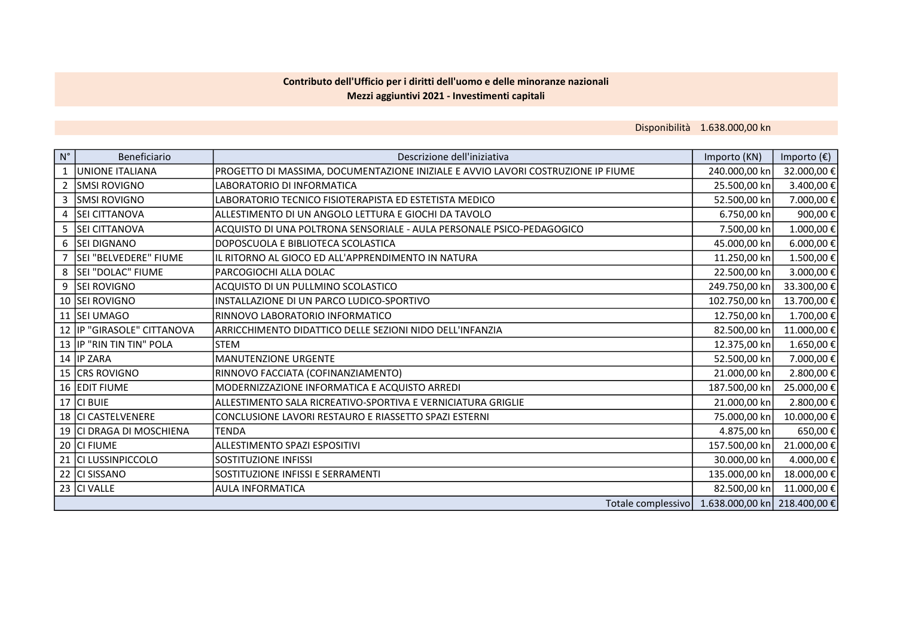**Contributo dell'Ufficio per i diritti dell'uomo e delle minoranze nazionali**
**Mezzi aggiuntivi 2021 - Investimenti capitali**

Disponibilità 1.638.000,00 kn

| N° | Beneficiario | Descrizione dell'iniziativa | Importo (KN) | Importo (€) |
|---|---|---|---|---|
| 1 | UNIONE ITALIANA | PROGETTO DI MASSIMA, DOCUMENTAZIONE INIZIALE E AVVIO LAVORI COSTRUZIONE IP FIUME | 240.000,00 kn | 32.000,00 € |
| 2 | SMSI ROVIGNO | LABORATORIO DI INFORMATICA | 25.500,00 kn | 3.400,00 € |
| 3 | SMSI ROVIGNO | LABORATORIO TECNICO FISIOTERAPISTA ED ESTETISTA MEDICO | 52.500,00 kn | 7.000,00 € |
| 4 | SEI CITTANOVA | ALLESTIMENTO DI UN ANGOLO LETTURA E GIOCHI DA TAVOLO | 6.750,00 kn | 900,00 € |
| 5 | SEI CITTANOVA | ACQUISTO DI UNA POLTRONA SENSORIALE - AULA PERSONALE PSICO-PEDAGOGICO | 7.500,00 kn | 1.000,00 € |
| 6 | SEI DIGNANO | DOPOSCUOLA E BIBLIOTECA SCOLASTICA | 45.000,00 kn | 6.000,00 € |
| 7 | SEI "BELVEDERE" FIUME | IL RITORNO AL GIOCO ED ALL'APPRENDIMENTO IN NATURA | 11.250,00 kn | 1.500,00 € |
| 8 | SEI "DOLAC" FIUME | PARCOGIOCHI ALLA DOLAC | 22.500,00 kn | 3.000,00 € |
| 9 | SEI ROVIGNO | ACQUISTO DI UN PULLMINO SCOLASTICO | 249.750,00 kn | 33.300,00 € |
| 10 | SEI ROVIGNO | INSTALLAZIONE DI UN PARCO LUDICO-SPORTIVO | 102.750,00 kn | 13.700,00 € |
| 11 | SEI UMAGO | RINNOVO LABORATORIO INFORMATICO | 12.750,00 kn | 1.700,00 € |
| 12 | IP "GIRASOLE" CITTANOVA | ARRICCHIMENTO DIDATTICO DELLE SEZIONI NIDO DELL'INFANZIA | 82.500,00 kn | 11.000,00 € |
| 13 | IP "RIN TIN TIN" POLA | STEM | 12.375,00 kn | 1.650,00 € |
| 14 | IP ZARA | MANUTENZIONE URGENTE | 52.500,00 kn | 7.000,00 € |
| 15 | CRS ROVIGNO | RINNOVO FACCIATA (COFINANZIAMENTO) | 21.000,00 kn | 2.800,00 € |
| 16 | EDIT FIUME | MODERNIZZAZIONE INFORMATICA E ACQUISTO ARREDI | 187.500,00 kn | 25.000,00 € |
| 17 | CI BUIE | ALLESTIMENTO SALA RICREATIVO-SPORTIVA E VERNICIATURA GRIGLIE | 21.000,00 kn | 2.800,00 € |
| 18 | CI CASTELVENERE | CONCLUSIONE LAVORI RESTAURO E RIASSETTO SPAZI ESTERNI | 75.000,00 kn | 10.000,00 € |
| 19 | CI DRAGA DI MOSCHIENA | TENDA | 4.875,00 kn | 650,00 € |
| 20 | CI FIUME | ALLESTIMENTO SPAZI ESPOSITIVI | 157.500,00 kn | 21.000,00 € |
| 21 | CI LUSSINPICCOLO | SOSTITUZIONE INFISSI | 30.000,00 kn | 4.000,00 € |
| 22 | CI SISSANO | SOSTITUZIONE INFISSI E SERRAMENTI | 135.000,00 kn | 18.000,00 € |
| 23 | CI VALLE | AULA INFORMATICA | 82.500,00 kn | 11.000,00 € |
| | | Totale complessivo | 1.638.000,00 kn | 218.400,00 € |